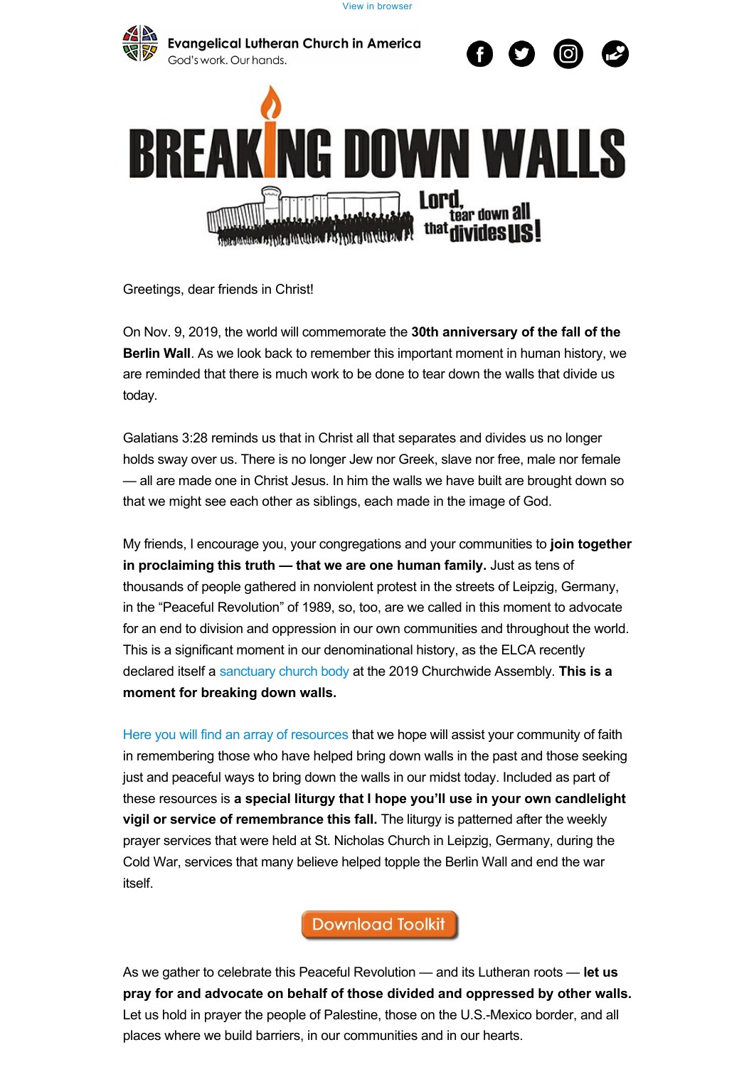View in browser

Evangelical Lutheran Church in America
God's work. Our hands.

# BREAKING DOWN WALLS

Lord, tear down all that divides us!

Greetings, dear friends in Christ!

On Nov. 9, 2019, the world will commemorate the **30th anniversary of the fall of the Berlin Wall**. As we look back to remember this important moment in human history, we are reminded that there is much work to be done to tear down the walls that divide us today.

Galatians 3:28 reminds us that in Christ all that separates and divides us no longer holds sway over us. There is no longer Jew nor Greek, slave nor free, male nor female — all are made one in Christ Jesus. In him the walls we have built are brought down so that we might see each other as siblings, each made in the image of God.

My friends, I encourage you, your congregations and your communities to **join together in proclaiming this truth — that we are one human family.** Just as tens of thousands of people gathered in nonviolent protest in the streets of Leipzig, Germany, in the "Peaceful Revolution" of 1989, so, too, are we called in this moment to advocate for an end to division and oppression in our own communities and throughout the world. This is a significant moment in our denominational history, as the ELCA recently declared itself a sanctuary church body at the 2019 Churchwide Assembly. **This is a moment for breaking down walls.**

Here you will find an array of resources that we hope will assist your community of faith in remembering those who have helped bring down walls in the past and those seeking just and peaceful ways to bring down the walls in our midst today. Included as part of these resources is **a special liturgy that I hope you'll use in your own candlelight vigil or service of remembrance this fall.** The liturgy is patterned after the weekly prayer services that were held at St. Nicholas Church in Leipzig, Germany, during the Cold War, services that many believe helped topple the Berlin Wall and end the war itself.

Download Toolkit

As we gather to celebrate this Peaceful Revolution — and its Lutheran roots — **let us pray for and advocate on behalf of those divided and oppressed by other walls.** Let us hold in prayer the people of Palestine, those on the U.S.-Mexico border, and all places where we build barriers, in our communities and in our hearts.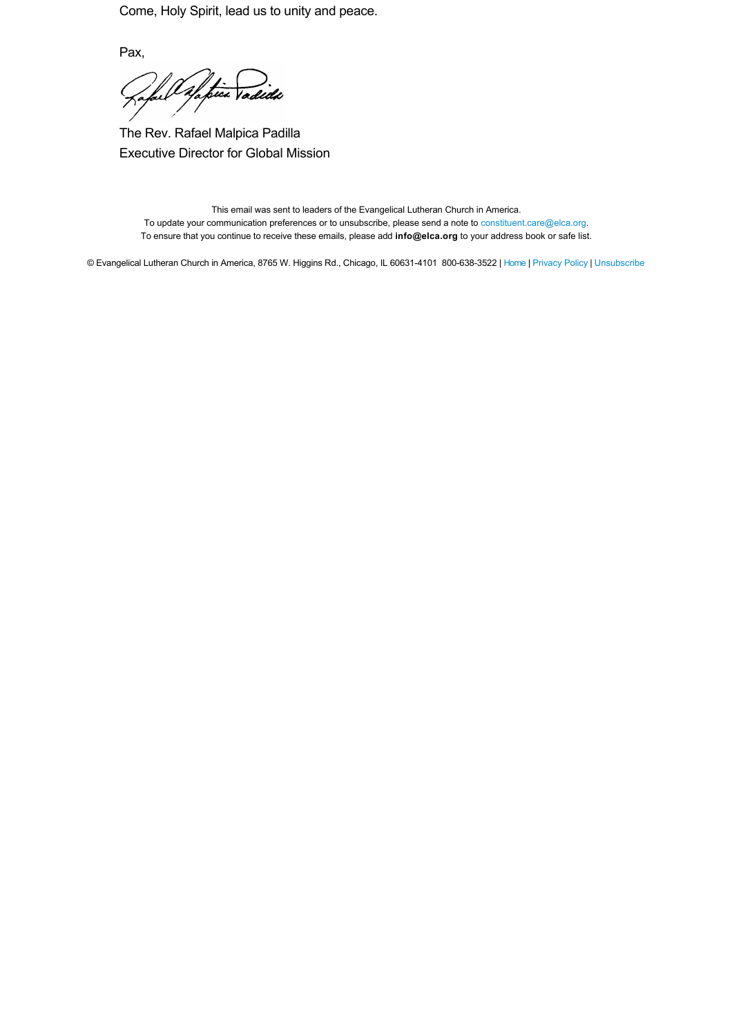Come, Holy Spirit, lead us to unity and peace.

Pax,

The Rev. Rafael Malpica Padilla
Executive Director for Global Mission

This email was sent to leaders of the Evangelical Lutheran Church in America.
To update your communication preferences or to unsubscribe, please send a note to constituent.care@elca.org.
To ensure that you continue to receive these emails, please add **info@elca.org** to your address book or safe list.

© Evangelical Lutheran Church in America, 8765 W. Higgins Rd., Chicago, IL 60631-4101 800-638-3522 | Home | Privacy Policy | Unsubscribe